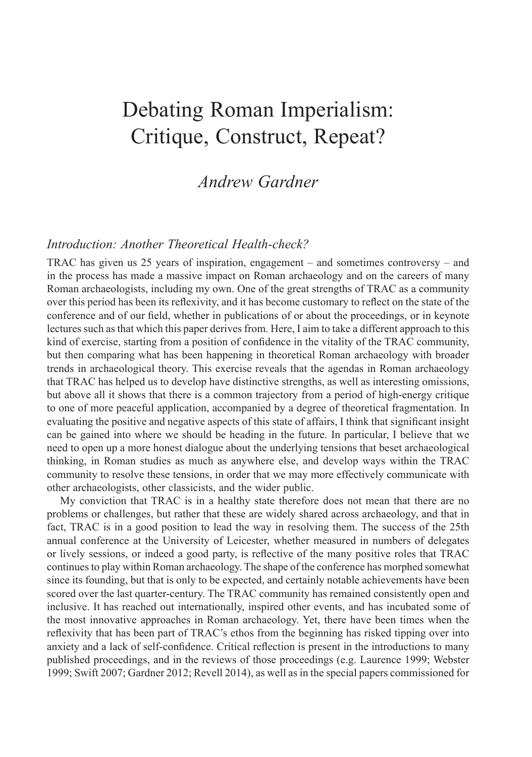# Debating Roman Imperialism: Critique, Construct, Repeat?

*Andrew Gardner*

## *Introduction: Another Theoretical Health-check?*

TRAC has given us 25 years of inspiration, engagement – and sometimes controversy – and in the process has made a massive impact on Roman archaeology and on the careers of many Roman archaeologists, including my own. One of the great strengths of TRAC as a community over this period has been its reflexivity, and it has become customary to reflect on the state of the conference and of our field, whether in publications of or about the proceedings, or in keynote lectures such as that which this paper derives from. Here, I aim to take a different approach to this kind of exercise, starting from a position of confidence in the vitality of the TRAC community, but then comparing what has been happening in theoretical Roman archaeology with broader trends in archaeological theory. This exercise reveals that the agendas in Roman archaeology that TRAC has helped us to develop have distinctive strengths, as well as interesting omissions, but above all it shows that there is a common trajectory from a period of high-energy critique to one of more peaceful application, accompanied by a degree of theoretical fragmentation. In evaluating the positive and negative aspects of this state of affairs, I think that significant insight can be gained into where we should be heading in the future. In particular, I believe that we need to open up a more honest dialogue about the underlying tensions that beset archaeological thinking, in Roman studies as much as anywhere else, and develop ways within the TRAC community to resolve these tensions, in order that we may more effectively communicate with other archaeologists, other classicists, and the wider public.

My conviction that TRAC is in a healthy state therefore does not mean that there are no problems or challenges, but rather that these are widely shared across archaeology, and that in fact, TRAC is in a good position to lead the way in resolving them. The success of the 25th annual conference at the University of Leicester, whether measured in numbers of delegates or lively sessions, or indeed a good party, is reflective of the many positive roles that TRAC continues to play within Roman archaeology. The shape of the conference has morphed somewhat since its founding, but that is only to be expected, and certainly notable achievements have been scored over the last quarter-century. The TRAC community has remained consistently open and inclusive. It has reached out internationally, inspired other events, and has incubated some of the most innovative approaches in Roman archaeology. Yet, there have been times when the reflexivity that has been part of TRAC's ethos from the beginning has risked tipping over into anxiety and a lack of self-confidence. Critical reflection is present in the introductions to many published proceedings, and in the reviews of those proceedings (e.g. Laurence 1999; Webster 1999; Swift 2007; Gardner 2012; Revell 2014), as well as in the special papers commissioned for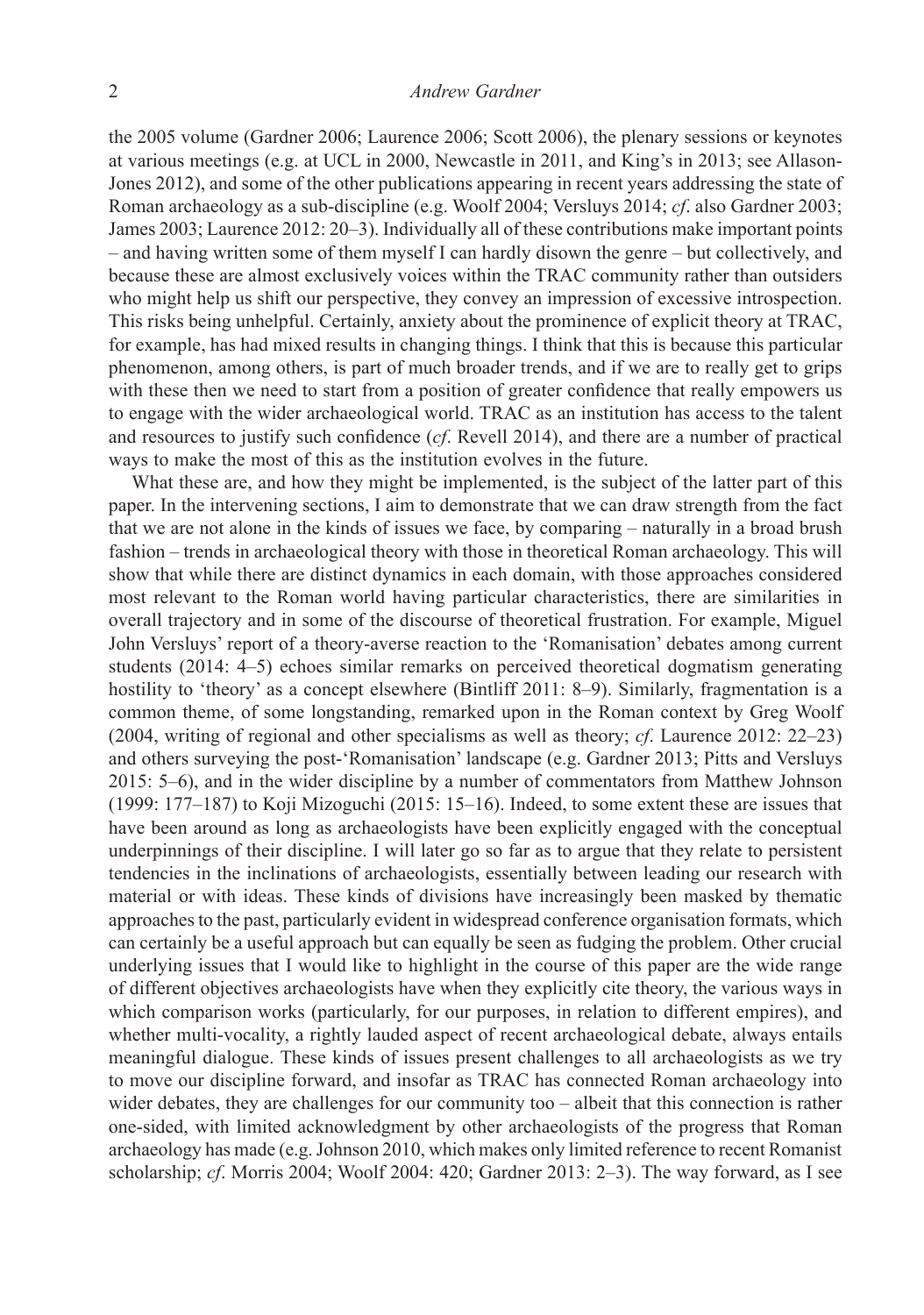the 2005 volume (Gardner 2006; Laurence 2006; Scott 2006), the plenary sessions or keynotes at various meetings (e.g. at UCL in 2000, Newcastle in 2011, and King's in 2013; see Allason-Jones 2012), and some of the other publications appearing in recent years addressing the state of Roman archaeology as a sub-discipline (e.g. Woolf 2004; Versluys 2014; *cf*. also Gardner 2003; James 2003; Laurence 2012: 20–3). Individually all of these contributions make important points – and having written some of them myself I can hardly disown the genre – but collectively, and because these are almost exclusively voices within the TRAC community rather than outsiders who might help us shift our perspective, they convey an impression of excessive introspection. This risks being unhelpful. Certainly, anxiety about the prominence of explicit theory at TRAC, for example, has had mixed results in changing things. I think that this is because this particular phenomenon, among others, is part of much broader trends, and if we are to really get to grips with these then we need to start from a position of greater confidence that really empowers us to engage with the wider archaeological world. TRAC as an institution has access to the talent and resources to justify such confidence (*cf*. Revell 2014), and there are a number of practical ways to make the most of this as the institution evolves in the future.

What these are, and how they might be implemented, is the subject of the latter part of this paper. In the intervening sections, I aim to demonstrate that we can draw strength from the fact that we are not alone in the kinds of issues we face, by comparing – naturally in a broad brush fashion – trends in archaeological theory with those in theoretical Roman archaeology. This will show that while there are distinct dynamics in each domain, with those approaches considered most relevant to the Roman world having particular characteristics, there are similarities in overall trajectory and in some of the discourse of theoretical frustration. For example, Miguel John Versluys' report of a theory-averse reaction to the 'Romanisation' debates among current students (2014: 4–5) echoes similar remarks on perceived theoretical dogmatism generating hostility to 'theory' as a concept elsewhere (Bintliff 2011: 8–9). Similarly, fragmentation is a common theme, of some longstanding, remarked upon in the Roman context by Greg Woolf (2004, writing of regional and other specialisms as well as theory; *cf*. Laurence 2012: 22–23) and others surveying the post-'Romanisation' landscape (e.g. Gardner 2013; Pitts and Versluys 2015: 5–6), and in the wider discipline by a number of commentators from Matthew Johnson (1999: 177–187) to Koji Mizoguchi (2015: 15–16). Indeed, to some extent these are issues that have been around as long as archaeologists have been explicitly engaged with the conceptual underpinnings of their discipline. I will later go so far as to argue that they relate to persistent tendencies in the inclinations of archaeologists, essentially between leading our research with material or with ideas. These kinds of divisions have increasingly been masked by thematic approaches to the past, particularly evident in widespread conference organisation formats, which can certainly be a useful approach but can equally be seen as fudging the problem. Other crucial underlying issues that I would like to highlight in the course of this paper are the wide range of different objectives archaeologists have when they explicitly cite theory, the various ways in which comparison works (particularly, for our purposes, in relation to different empires), and whether multi-vocality, a rightly lauded aspect of recent archaeological debate, always entails meaningful dialogue. These kinds of issues present challenges to all archaeologists as we try to move our discipline forward, and insofar as TRAC has connected Roman archaeology into wider debates, they are challenges for our community too – albeit that this connection is rather one-sided, with limited acknowledgment by other archaeologists of the progress that Roman archaeology has made (e.g. Johnson 2010, which makes only limited reference to recent Romanist scholarship; *cf*. Morris 2004; Woolf 2004: 420; Gardner 2013: 2–3). The way forward, as I see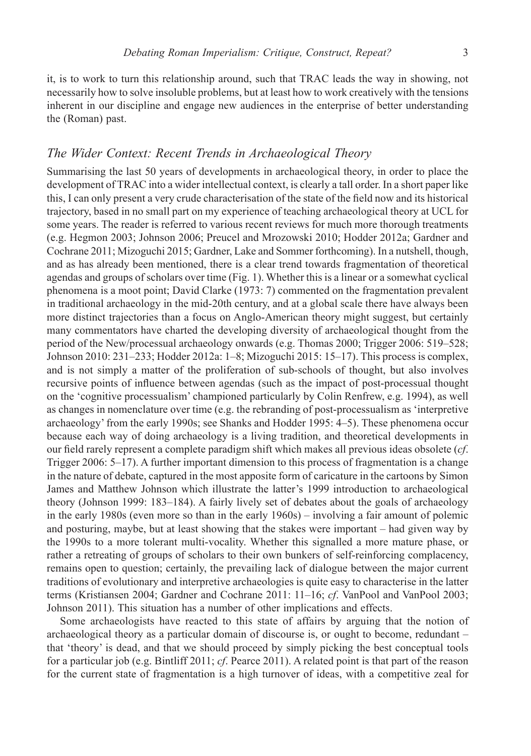it, is to work to turn this relationship around, such that TRAC leads the way in showing, not necessarily how to solve insoluble problems, but at least how to work creatively with the tensions inherent in our discipline and engage new audiences in the enterprise of better understanding the (Roman) past.

## *The Wider Context: Recent Trends in Archaeological Theory*

Summarising the last 50 years of developments in archaeological theory, in order to place the development of TRAC into a wider intellectual context, is clearly a tall order. In a short paper like this, I can only present a very crude characterisation of the state of the field now and its historical trajectory, based in no small part on my experience of teaching archaeological theory at UCL for some years. The reader is referred to various recent reviews for much more thorough treatments (e.g. Hegmon 2003; Johnson 2006; Preucel and Mrozowski 2010; Hodder 2012a; Gardner and Cochrane 2011; Mizoguchi 2015; Gardner, Lake and Sommer forthcoming). In a nutshell, though, and as has already been mentioned, there is a clear trend towards fragmentation of theoretical agendas and groups of scholars over time (Fig. 1). Whether this is a linear or a somewhat cyclical phenomena is a moot point; David Clarke (1973: 7) commented on the fragmentation prevalent in traditional archaeology in the mid-20th century, and at a global scale there have always been more distinct trajectories than a focus on Anglo-American theory might suggest, but certainly many commentators have charted the developing diversity of archaeological thought from the period of the New/processual archaeology onwards (e.g. Thomas 2000; Trigger 2006: 519–528; Johnson 2010: 231–233; Hodder 2012a: 1–8; Mizoguchi 2015: 15–17). This process is complex, and is not simply a matter of the proliferation of sub-schools of thought, but also involves recursive points of influence between agendas (such as the impact of post-processual thought on the 'cognitive processualism' championed particularly by Colin Renfrew, e.g. 1994), as well as changes in nomenclature over time (e.g. the rebranding of post-processualism as 'interpretive archaeology' from the early 1990s; see Shanks and Hodder 1995: 4–5). These phenomena occur because each way of doing archaeology is a living tradition, and theoretical developments in our field rarely represent a complete paradigm shift which makes all previous ideas obsolete (*cf*. Trigger 2006: 5–17). A further important dimension to this process of fragmentation is a change in the nature of debate, captured in the most apposite form of caricature in the cartoons by Simon James and Matthew Johnson which illustrate the latter's 1999 introduction to archaeological theory (Johnson 1999: 183–184). A fairly lively set of debates about the goals of archaeology in the early 1980s (even more so than in the early 1960s) – involving a fair amount of polemic and posturing, maybe, but at least showing that the stakes were important – had given way by the 1990s to a more tolerant multi-vocality. Whether this signalled a more mature phase, or rather a retreating of groups of scholars to their own bunkers of self-reinforcing complacency, remains open to question; certainly, the prevailing lack of dialogue between the major current traditions of evolutionary and interpretive archaeologies is quite easy to characterise in the latter terms (Kristiansen 2004; Gardner and Cochrane 2011: 11–16; *cf*. VanPool and VanPool 2003; Johnson 2011). This situation has a number of other implications and effects.

Some archaeologists have reacted to this state of affairs by arguing that the notion of archaeological theory as a particular domain of discourse is, or ought to become, redundant – that 'theory' is dead, and that we should proceed by simply picking the best conceptual tools for a particular job (e.g. Bintliff 2011; *cf*. Pearce 2011). A related point is that part of the reason for the current state of fragmentation is a high turnover of ideas, with a competitive zeal for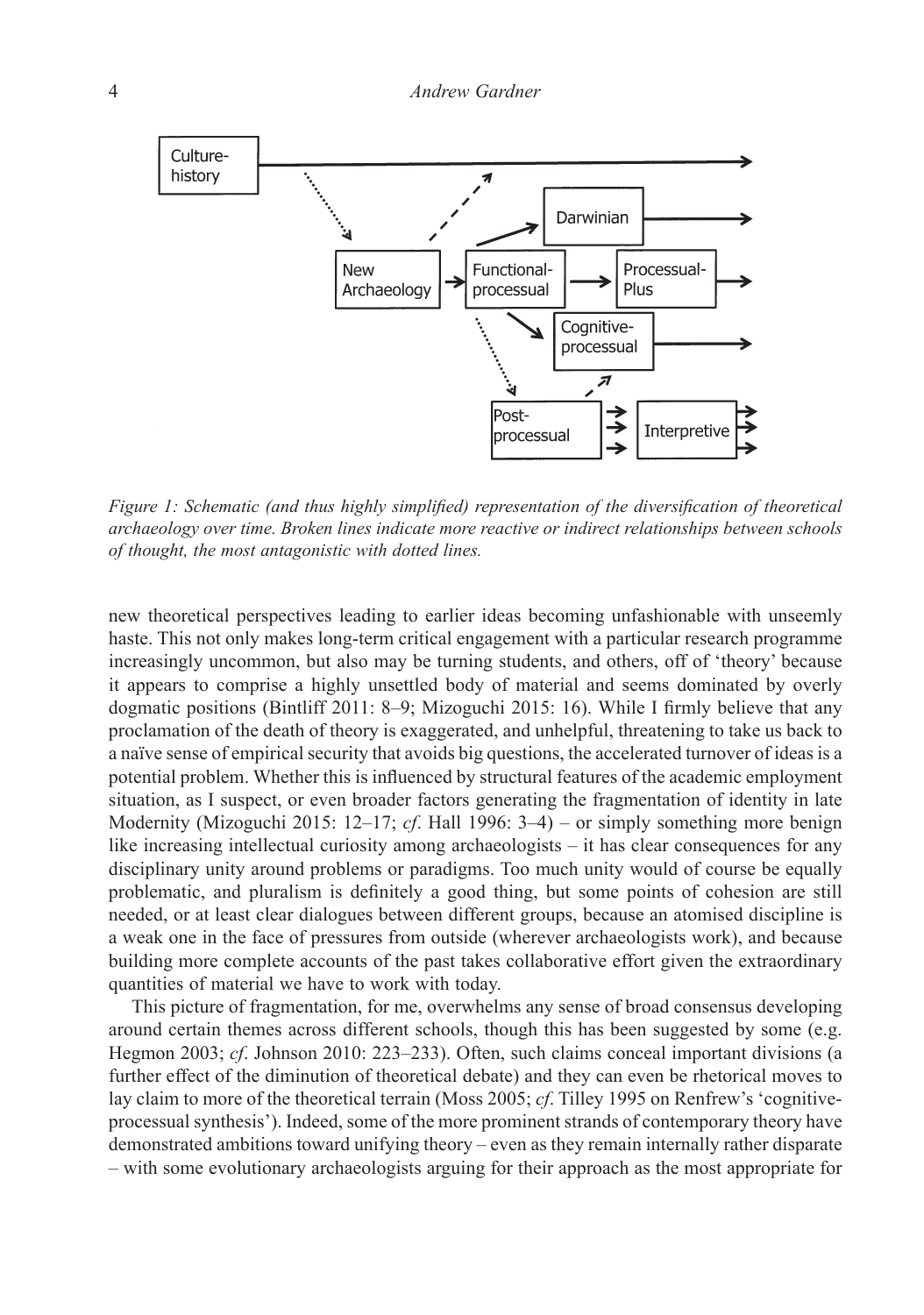*Figure 1: Schematic (and thus highly simplified) representation of the diversification of theoretical archaeology over time. Broken lines indicate more reactive or indirect relationships between schools of thought, the most antagonistic with dotted lines.*

new theoretical perspectives leading to earlier ideas becoming unfashionable with unseemly haste. This not only makes long-term critical engagement with a particular research programme increasingly uncommon, but also may be turning students, and others, off of 'theory' because it appears to comprise a highly unsettled body of material and seems dominated by overly dogmatic positions (Bintliff 2011: 8–9; Mizoguchi 2015: 16). While I firmly believe that any proclamation of the death of theory is exaggerated, and unhelpful, threatening to take us back to a naïve sense of empirical security that avoids big questions, the accelerated turnover of ideas is a potential problem. Whether this is influenced by structural features of the academic employment situation, as I suspect, or even broader factors generating the fragmentation of identity in late Modernity (Mizoguchi 2015: 12–17; *cf*. Hall 1996: 3–4) – or simply something more benign like increasing intellectual curiosity among archaeologists – it has clear consequences for any disciplinary unity around problems or paradigms. Too much unity would of course be equally problematic, and pluralism is definitely a good thing, but some points of cohesion are still needed, or at least clear dialogues between different groups, because an atomised discipline is a weak one in the face of pressures from outside (wherever archaeologists work), and because building more complete accounts of the past takes collaborative effort given the extraordinary quantities of material we have to work with today.

This picture of fragmentation, for me, overwhelms any sense of broad consensus developing around certain themes across different schools, though this has been suggested by some (e.g. Hegmon 2003; *cf*. Johnson 2010: 223–233). Often, such claims conceal important divisions (a further effect of the diminution of theoretical debate) and they can even be rhetorical moves to lay claim to more of the theoretical terrain (Moss 2005; *cf*. Tilley 1995 on Renfrew's 'cognitive-processual synthesis'). Indeed, some of the more prominent strands of contemporary theory have demonstrated ambitions toward unifying theory – even as they remain internally rather disparate – with some evolutionary archaeologists arguing for their approach as the most appropriate for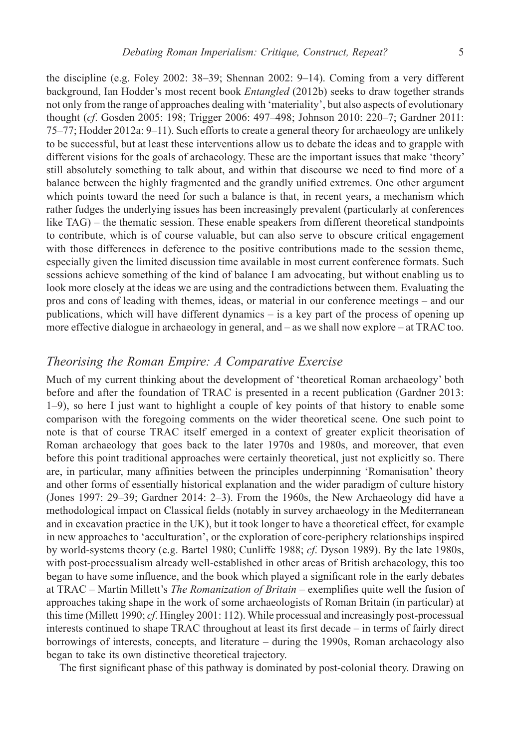the discipline (e.g. Foley 2002: 38–39; Shennan 2002: 9–14). Coming from a very different background, Ian Hodder's most recent book *Entangled* (2012b) seeks to draw together strands not only from the range of approaches dealing with 'materiality', but also aspects of evolutionary thought (*cf*. Gosden 2005: 198; Trigger 2006: 497–498; Johnson 2010: 220–7; Gardner 2011: 75–77; Hodder 2012a: 9–11). Such efforts to create a general theory for archaeology are unlikely to be successful, but at least these interventions allow us to debate the ideas and to grapple with different visions for the goals of archaeology. These are the important issues that make 'theory' still absolutely something to talk about, and within that discourse we need to find more of a balance between the highly fragmented and the grandly unified extremes. One other argument which points toward the need for such a balance is that, in recent years, a mechanism which rather fudges the underlying issues has been increasingly prevalent (particularly at conferences like TAG) – the thematic session. These enable speakers from different theoretical standpoints to contribute, which is of course valuable, but can also serve to obscure critical engagement with those differences in deference to the positive contributions made to the session theme, especially given the limited discussion time available in most current conference formats. Such sessions achieve something of the kind of balance I am advocating, but without enabling us to look more closely at the ideas we are using and the contradictions between them. Evaluating the pros and cons of leading with themes, ideas, or material in our conference meetings – and our publications, which will have different dynamics – is a key part of the process of opening up more effective dialogue in archaeology in general, and – as we shall now explore – at TRAC too.

## *Theorising the Roman Empire: A Comparative Exercise*

Much of my current thinking about the development of 'theoretical Roman archaeology' both before and after the foundation of TRAC is presented in a recent publication (Gardner 2013: 1–9), so here I just want to highlight a couple of key points of that history to enable some comparison with the foregoing comments on the wider theoretical scene. One such point to note is that of course TRAC itself emerged in a context of greater explicit theorisation of Roman archaeology that goes back to the later 1970s and 1980s, and moreover, that even before this point traditional approaches were certainly theoretical, just not explicitly so. There are, in particular, many affinities between the principles underpinning 'Romanisation' theory and other forms of essentially historical explanation and the wider paradigm of culture history (Jones 1997: 29–39; Gardner 2014: 2–3). From the 1960s, the New Archaeology did have a methodological impact on Classical fields (notably in survey archaeology in the Mediterranean and in excavation practice in the UK), but it took longer to have a theoretical effect, for example in new approaches to 'acculturation', or the exploration of core-periphery relationships inspired by world-systems theory (e.g. Bartel 1980; Cunliffe 1988; *cf*. Dyson 1989). By the late 1980s, with post-processualism already well-established in other areas of British archaeology, this too began to have some influence, and the book which played a significant role in the early debates at TRAC – Martin Millett's *The Romanization of Britain* – exemplifies quite well the fusion of approaches taking shape in the work of some archaeologists of Roman Britain (in particular) at this time (Millett 1990; *cf*. Hingley 2001: 112). While processual and increasingly post-processual interests continued to shape TRAC throughout at least its first decade – in terms of fairly direct borrowings of interests, concepts, and literature – during the 1990s, Roman archaeology also began to take its own distinctive theoretical trajectory.

The first significant phase of this pathway is dominated by post-colonial theory. Drawing on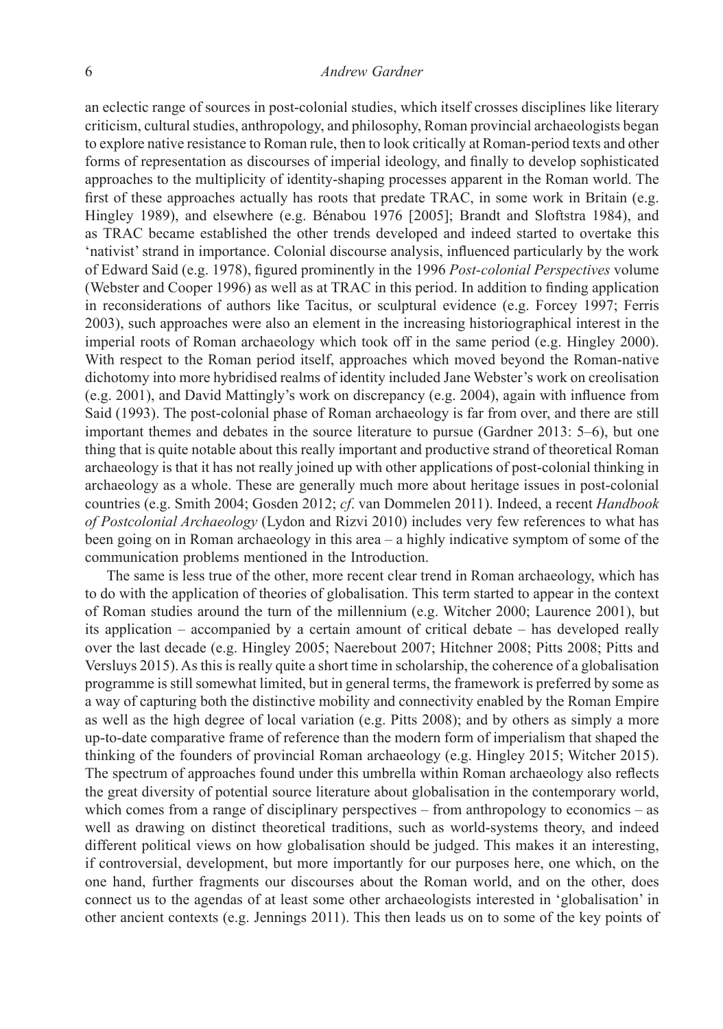an eclectic range of sources in post-colonial studies, which itself crosses disciplines like literary criticism, cultural studies, anthropology, and philosophy, Roman provincial archaeologists began to explore native resistance to Roman rule, then to look critically at Roman-period texts and other forms of representation as discourses of imperial ideology, and finally to develop sophisticated approaches to the multiplicity of identity-shaping processes apparent in the Roman world. The first of these approaches actually has roots that predate TRAC, in some work in Britain (e.g. Hingley 1989), and elsewhere (e.g. Bénabou 1976 [2005]; Brandt and Sloftstra 1984), and as TRAC became established the other trends developed and indeed started to overtake this 'nativist' strand in importance. Colonial discourse analysis, influenced particularly by the work of Edward Said (e.g. 1978), figured prominently in the 1996 *Post-colonial Perspectives* volume (Webster and Cooper 1996) as well as at TRAC in this period. In addition to finding application in reconsiderations of authors like Tacitus, or sculptural evidence (e.g. Forcey 1997; Ferris 2003), such approaches were also an element in the increasing historiographical interest in the imperial roots of Roman archaeology which took off in the same period (e.g. Hingley 2000). With respect to the Roman period itself, approaches which moved beyond the Roman-native dichotomy into more hybridised realms of identity included Jane Webster's work on creolisation (e.g. 2001), and David Mattingly's work on discrepancy (e.g. 2004), again with influence from Said (1993). The post-colonial phase of Roman archaeology is far from over, and there are still important themes and debates in the source literature to pursue (Gardner 2013: 5–6), but one thing that is quite notable about this really important and productive strand of theoretical Roman archaeology is that it has not really joined up with other applications of post-colonial thinking in archaeology as a whole. These are generally much more about heritage issues in post-colonial countries (e.g. Smith 2004; Gosden 2012; *cf*. van Dommelen 2011). Indeed, a recent *Handbook of Postcolonial Archaeology* (Lydon and Rizvi 2010) includes very few references to what has been going on in Roman archaeology in this area – a highly indicative symptom of some of the communication problems mentioned in the Introduction.

The same is less true of the other, more recent clear trend in Roman archaeology, which has to do with the application of theories of globalisation. This term started to appear in the context of Roman studies around the turn of the millennium (e.g. Witcher 2000; Laurence 2001), but its application – accompanied by a certain amount of critical debate – has developed really over the last decade (e.g. Hingley 2005; Naerebout 2007; Hitchner 2008; Pitts 2008; Pitts and Versluys 2015). As this is really quite a short time in scholarship, the coherence of a globalisation programme is still somewhat limited, but in general terms, the framework is preferred by some as a way of capturing both the distinctive mobility and connectivity enabled by the Roman Empire as well as the high degree of local variation (e.g. Pitts 2008); and by others as simply a more up-to-date comparative frame of reference than the modern form of imperialism that shaped the thinking of the founders of provincial Roman archaeology (e.g. Hingley 2015; Witcher 2015). The spectrum of approaches found under this umbrella within Roman archaeology also reflects the great diversity of potential source literature about globalisation in the contemporary world, which comes from a range of disciplinary perspectives – from anthropology to economics – as well as drawing on distinct theoretical traditions, such as world-systems theory, and indeed different political views on how globalisation should be judged. This makes it an interesting, if controversial, development, but more importantly for our purposes here, one which, on the one hand, further fragments our discourses about the Roman world, and on the other, does connect us to the agendas of at least some other archaeologists interested in 'globalisation' in other ancient contexts (e.g. Jennings 2011). This then leads us on to some of the key points of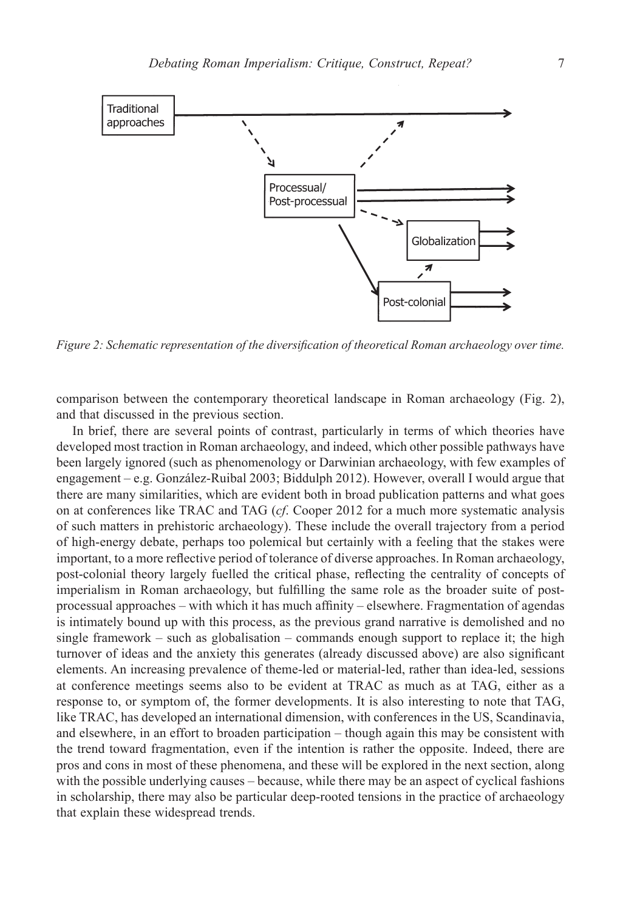*Figure 2: Schematic representation of the diversification of theoretical Roman archaeology over time.*

comparison between the contemporary theoretical landscape in Roman archaeology (Fig. 2), and that discussed in the previous section.

In brief, there are several points of contrast, particularly in terms of which theories have developed most traction in Roman archaeology, and indeed, which other possible pathways have been largely ignored (such as phenomenology or Darwinian archaeology, with few examples of engagement – e.g. González-Ruibal 2003; Biddulph 2012). However, overall I would argue that there are many similarities, which are evident both in broad publication patterns and what goes on at conferences like TRAC and TAG (*cf*. Cooper 2012 for a much more systematic analysis of such matters in prehistoric archaeology). These include the overall trajectory from a period of high-energy debate, perhaps too polemical but certainly with a feeling that the stakes were important, to a more reflective period of tolerance of diverse approaches. In Roman archaeology, post-colonial theory largely fuelled the critical phase, reflecting the centrality of concepts of imperialism in Roman archaeology, but fulfilling the same role as the broader suite of post-processual approaches – with which it has much affinity – elsewhere. Fragmentation of agendas is intimately bound up with this process, as the previous grand narrative is demolished and no single framework – such as globalisation – commands enough support to replace it; the high turnover of ideas and the anxiety this generates (already discussed above) are also significant elements. An increasing prevalence of theme-led or material-led, rather than idea-led, sessions at conference meetings seems also to be evident at TRAC as much as at TAG, either as a response to, or symptom of, the former developments. It is also interesting to note that TAG, like TRAC, has developed an international dimension, with conferences in the US, Scandinavia, and elsewhere, in an effort to broaden participation – though again this may be consistent with the trend toward fragmentation, even if the intention is rather the opposite. Indeed, there are pros and cons in most of these phenomena, and these will be explored in the next section, along with the possible underlying causes – because, while there may be an aspect of cyclical fashions in scholarship, there may also be particular deep-rooted tensions in the practice of archaeology that explain these widespread trends.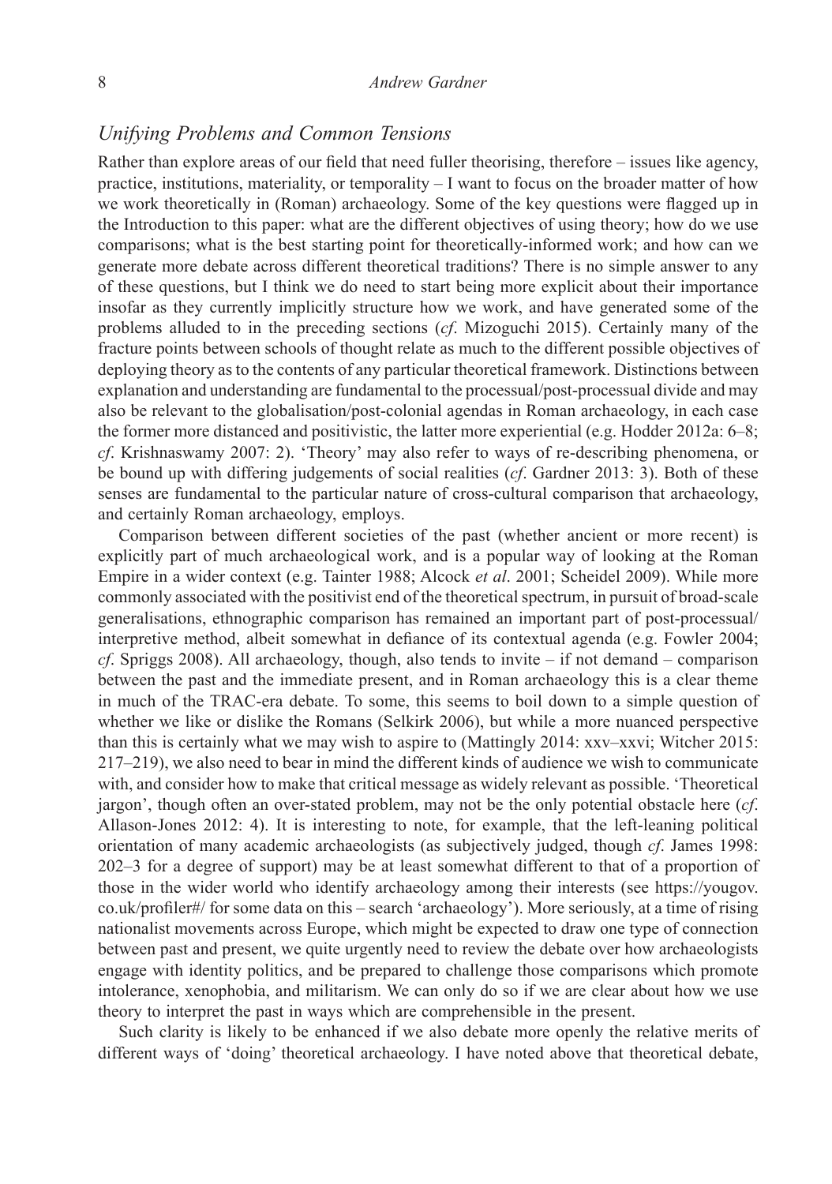## *Unifying Problems and Common Tensions*

Rather than explore areas of our field that need fuller theorising, therefore – issues like agency, practice, institutions, materiality, or temporality – I want to focus on the broader matter of how we work theoretically in (Roman) archaeology. Some of the key questions were flagged up in the Introduction to this paper: what are the different objectives of using theory; how do we use comparisons; what is the best starting point for theoretically-informed work; and how can we generate more debate across different theoretical traditions? There is no simple answer to any of these questions, but I think we do need to start being more explicit about their importance insofar as they currently implicitly structure how we work, and have generated some of the problems alluded to in the preceding sections (*cf*. Mizoguchi 2015). Certainly many of the fracture points between schools of thought relate as much to the different possible objectives of deploying theory as to the contents of any particular theoretical framework. Distinctions between explanation and understanding are fundamental to the processual/post-processual divide and may also be relevant to the globalisation/post-colonial agendas in Roman archaeology, in each case the former more distanced and positivistic, the latter more experiential (e.g. Hodder 2012a: 6–8; *cf*. Krishnaswamy 2007: 2). 'Theory' may also refer to ways of re-describing phenomena, or be bound up with differing judgements of social realities (*cf*. Gardner 2013: 3). Both of these senses are fundamental to the particular nature of cross-cultural comparison that archaeology, and certainly Roman archaeology, employs.

Comparison between different societies of the past (whether ancient or more recent) is explicitly part of much archaeological work, and is a popular way of looking at the Roman Empire in a wider context (e.g. Tainter 1988; Alcock *et al*. 2001; Scheidel 2009). While more commonly associated with the positivist end of the theoretical spectrum, in pursuit of broad-scale generalisations, ethnographic comparison has remained an important part of post-processual/ interpretive method, albeit somewhat in defiance of its contextual agenda (e.g. Fowler 2004; *cf*. Spriggs 2008). All archaeology, though, also tends to invite – if not demand – comparison between the past and the immediate present, and in Roman archaeology this is a clear theme in much of the TRAC-era debate. To some, this seems to boil down to a simple question of whether we like or dislike the Romans (Selkirk 2006), but while a more nuanced perspective than this is certainly what we may wish to aspire to (Mattingly 2014: xxv–xxvi; Witcher 2015: 217–219), we also need to bear in mind the different kinds of audience we wish to communicate with, and consider how to make that critical message as widely relevant as possible. 'Theoretical jargon', though often an over-stated problem, may not be the only potential obstacle here (*cf*. Allason-Jones 2012: 4). It is interesting to note, for example, that the left-leaning political orientation of many academic archaeologists (as subjectively judged, though *cf*. James 1998: 202–3 for a degree of support) may be at least somewhat different to that of a proportion of those in the wider world who identify archaeology among their interests (see https://yougov.co.uk/profiler#/ for some data on this – search 'archaeology'). More seriously, at a time of rising nationalist movements across Europe, which might be expected to draw one type of connection between past and present, we quite urgently need to review the debate over how archaeologists engage with identity politics, and be prepared to challenge those comparisons which promote intolerance, xenophobia, and militarism. We can only do so if we are clear about how we use theory to interpret the past in ways which are comprehensible in the present.

Such clarity is likely to be enhanced if we also debate more openly the relative merits of different ways of 'doing' theoretical archaeology. I have noted above that theoretical debate,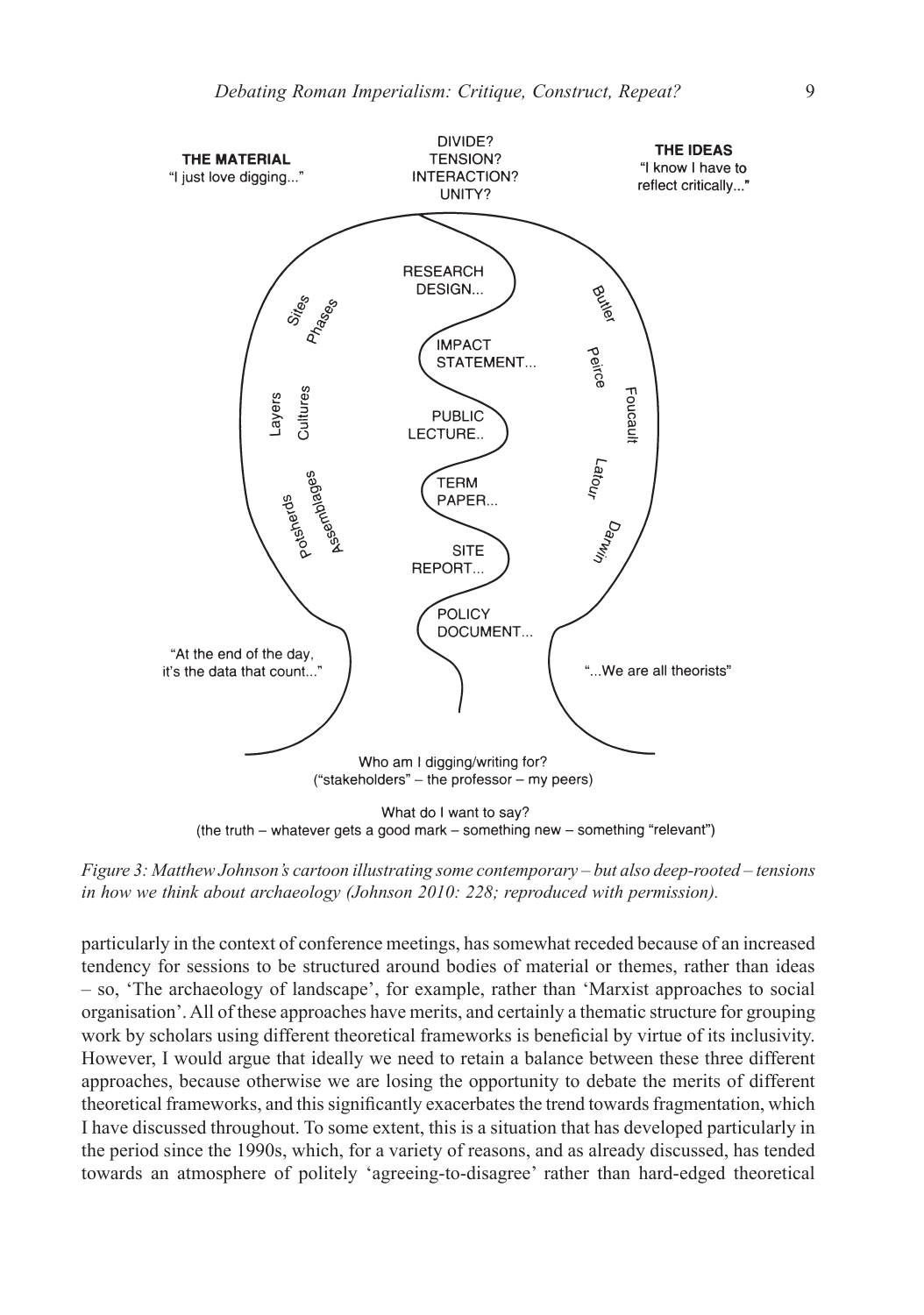*Figure 3: Matthew Johnson's cartoon illustrating some contemporary – but also deep-rooted – tensions in how we think about archaeology (Johnson 2010: 228; reproduced with permission).*

particularly in the context of conference meetings, has somewhat receded because of an increased tendency for sessions to be structured around bodies of material or themes, rather than ideas – so, 'The archaeology of landscape', for example, rather than 'Marxist approaches to social organisation'. All of these approaches have merits, and certainly a thematic structure for grouping work by scholars using different theoretical frameworks is beneficial by virtue of its inclusivity. However, I would argue that ideally we need to retain a balance between these three different approaches, because otherwise we are losing the opportunity to debate the merits of different theoretical frameworks, and this significantly exacerbates the trend towards fragmentation, which I have discussed throughout. To some extent, this is a situation that has developed particularly in the period since the 1990s, which, for a variety of reasons, and as already discussed, has tended towards an atmosphere of politely 'agreeing-to-disagree' rather than hard-edged theoretical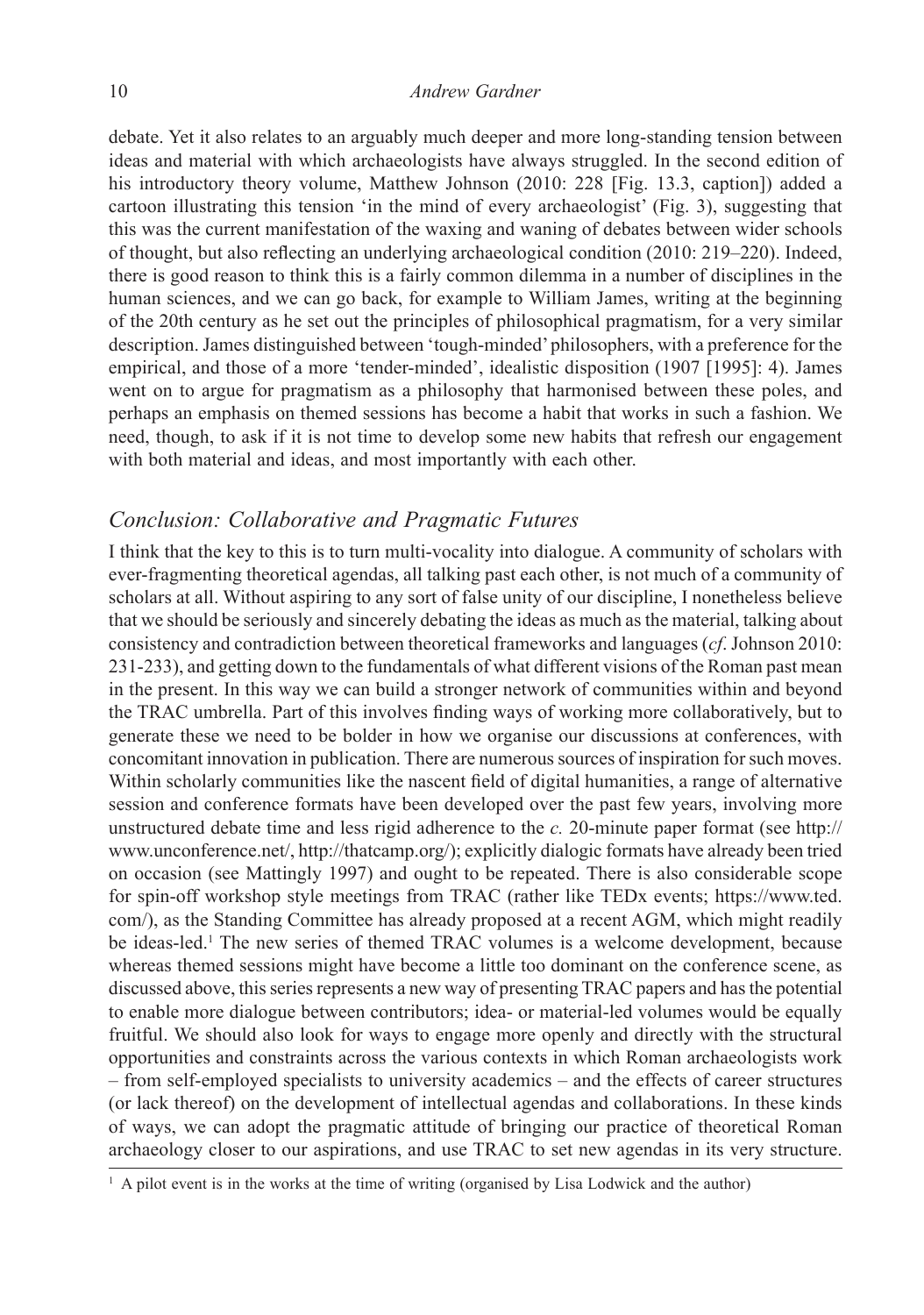debate. Yet it also relates to an arguably much deeper and more long-standing tension between ideas and material with which archaeologists have always struggled. In the second edition of his introductory theory volume, Matthew Johnson (2010: 228 [Fig. 13.3, caption]) added a cartoon illustrating this tension 'in the mind of every archaeologist' (Fig. 3), suggesting that this was the current manifestation of the waxing and waning of debates between wider schools of thought, but also reflecting an underlying archaeological condition (2010: 219–220). Indeed, there is good reason to think this is a fairly common dilemma in a number of disciplines in the human sciences, and we can go back, for example to William James, writing at the beginning of the 20th century as he set out the principles of philosophical pragmatism, for a very similar description. James distinguished between 'tough-minded' philosophers, with a preference for the empirical, and those of a more 'tender-minded', idealistic disposition (1907 [1995]: 4). James went on to argue for pragmatism as a philosophy that harmonised between these poles, and perhaps an emphasis on themed sessions has become a habit that works in such a fashion. We need, though, to ask if it is not time to develop some new habits that refresh our engagement with both material and ideas, and most importantly with each other.

## *Conclusion: Collaborative and Pragmatic Futures*

I think that the key to this is to turn multi-vocality into dialogue. A community of scholars with ever-fragmenting theoretical agendas, all talking past each other, is not much of a community of scholars at all. Without aspiring to any sort of false unity of our discipline, I nonetheless believe that we should be seriously and sincerely debating the ideas as much as the material, talking about consistency and contradiction between theoretical frameworks and languages (*cf*. Johnson 2010: 231-233), and getting down to the fundamentals of what different visions of the Roman past mean in the present. In this way we can build a stronger network of communities within and beyond the TRAC umbrella. Part of this involves finding ways of working more collaboratively, but to generate these we need to be bolder in how we organise our discussions at conferences, with concomitant innovation in publication. There are numerous sources of inspiration for such moves. Within scholarly communities like the nascent field of digital humanities, a range of alternative session and conference formats have been developed over the past few years, involving more unstructured debate time and less rigid adherence to the *c.* 20-minute paper format (see http://www.unconference.net/, http://thatcamp.org/); explicitly dialogic formats have already been tried on occasion (see Mattingly 1997) and ought to be repeated. There is also considerable scope for spin-off workshop style meetings from TRAC (rather like TEDx events; https://www.ted.com/), as the Standing Committee has already proposed at a recent AGM, which might readily be ideas-led.[1] The new series of themed TRAC volumes is a welcome development, because whereas themed sessions might have become a little too dominant on the conference scene, as discussed above, this series represents a new way of presenting TRAC papers and has the potential to enable more dialogue between contributors; idea- or material-led volumes would be equally fruitful. We should also look for ways to engage more openly and directly with the structural opportunities and constraints across the various contexts in which Roman archaeologists work – from self-employed specialists to university academics – and the effects of career structures (or lack thereof) on the development of intellectual agendas and collaborations. In these kinds of ways, we can adopt the pragmatic attitude of bringing our practice of theoretical Roman archaeology closer to our aspirations, and use TRAC to set new agendas in its very structure.

---

[1] A pilot event is in the works at the time of writing (organised by Lisa Lodwick and the author)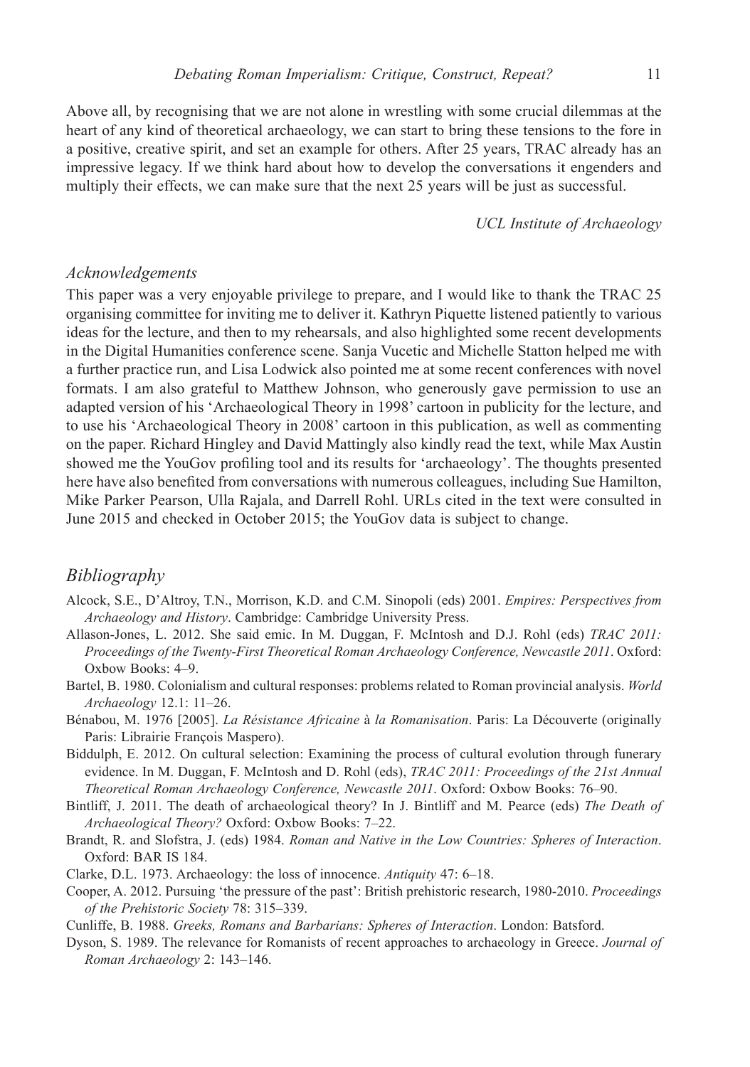Above all, by recognising that we are not alone in wrestling with some crucial dilemmas at the heart of any kind of theoretical archaeology, we can start to bring these tensions to the fore in a positive, creative spirit, and set an example for others. After 25 years, TRAC already has an impressive legacy. If we think hard about how to develop the conversations it engenders and multiply their effects, we can make sure that the next 25 years will be just as successful.

*UCL Institute of Archaeology*

### *Acknowledgements*

This paper was a very enjoyable privilege to prepare, and I would like to thank the TRAC 25 organising committee for inviting me to deliver it. Kathryn Piquette listened patiently to various ideas for the lecture, and then to my rehearsals, and also highlighted some recent developments in the Digital Humanities conference scene. Sanja Vucetic and Michelle Statton helped me with a further practice run, and Lisa Lodwick also pointed me at some recent conferences with novel formats. I am also grateful to Matthew Johnson, who generously gave permission to use an adapted version of his 'Archaeological Theory in 1998' cartoon in publicity for the lecture, and to use his 'Archaeological Theory in 2008' cartoon in this publication, as well as commenting on the paper. Richard Hingley and David Mattingly also kindly read the text, while Max Austin showed me the YouGov profiling tool and its results for 'archaeology'. The thoughts presented here have also benefited from conversations with numerous colleagues, including Sue Hamilton, Mike Parker Pearson, Ulla Rajala, and Darrell Rohl. URLs cited in the text were consulted in June 2015 and checked in October 2015; the YouGov data is subject to change.

## *Bibliography*

Alcock, S.E., D'Altroy, T.N., Morrison, K.D. and C.M. Sinopoli (eds) 2001. *Empires: Perspectives from Archaeology and History*. Cambridge: Cambridge University Press.

Allason-Jones, L. 2012. She said emic. In M. Duggan, F. McIntosh and D.J. Rohl (eds) *TRAC 2011: Proceedings of the Twenty-First Theoretical Roman Archaeology Conference, Newcastle 2011*. Oxford: Oxbow Books: 4–9.

Bartel, B. 1980. Colonialism and cultural responses: problems related to Roman provincial analysis. *World Archaeology* 12.1: 11–26.

Bénabou, M. 1976 [2005]. *La Résistance Africaine* à *la Romanisation*. Paris: La Découverte (originally Paris: Librairie François Maspero).

Biddulph, E. 2012. On cultural selection: Examining the process of cultural evolution through funerary evidence. In M. Duggan, F. McIntosh and D. Rohl (eds), *TRAC 2011: Proceedings of the 21st Annual Theoretical Roman Archaeology Conference, Newcastle 2011*. Oxford: Oxbow Books: 76–90.

Bintliff, J. 2011. The death of archaeological theory? In J. Bintliff and M. Pearce (eds) *The Death of Archaeological Theory?* Oxford: Oxbow Books: 7–22.

Brandt, R. and Slofstra, J. (eds) 1984. *Roman and Native in the Low Countries: Spheres of Interaction*. Oxford: BAR IS 184.

Clarke, D.L. 1973. Archaeology: the loss of innocence. *Antiquity* 47: 6–18.

Cooper, A. 2012. Pursuing 'the pressure of the past': British prehistoric research, 1980-2010. *Proceedings of the Prehistoric Society* 78: 315–339.

Cunliffe, B. 1988. *Greeks, Romans and Barbarians: Spheres of Interaction*. London: Batsford.

Dyson, S. 1989. The relevance for Romanists of recent approaches to archaeology in Greece. *Journal of Roman Archaeology* 2: 143–146.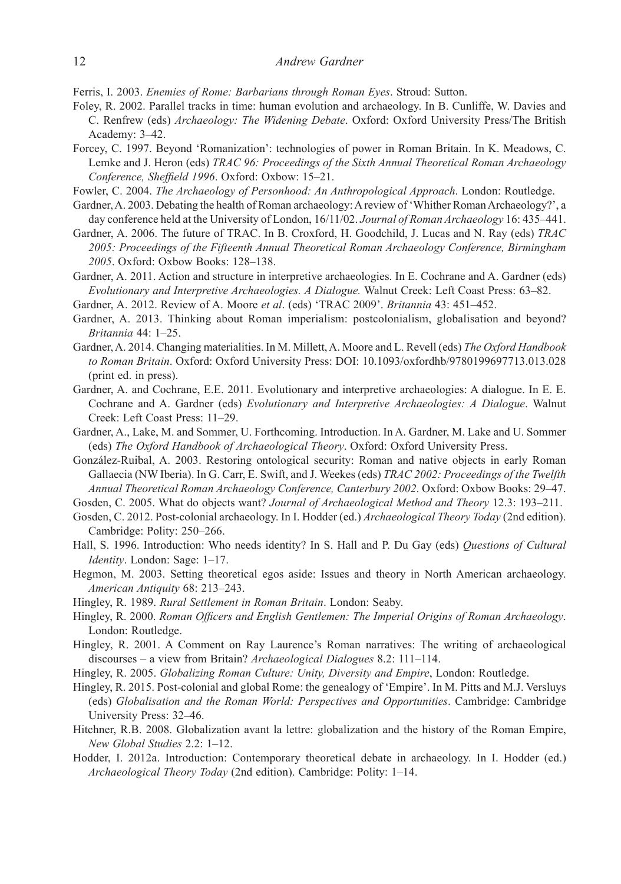Ferris, I. 2003. *Enemies of Rome: Barbarians through Roman Eyes*. Stroud: Sutton.

Foley, R. 2002. Parallel tracks in time: human evolution and archaeology. In B. Cunliffe, W. Davies and C. Renfrew (eds) *Archaeology: The Widening Debate*. Oxford: Oxford University Press/The British Academy: 3–42.

Forcey, C. 1997. Beyond 'Romanization': technologies of power in Roman Britain. In K. Meadows, C. Lemke and J. Heron (eds) *TRAC 96: Proceedings of the Sixth Annual Theoretical Roman Archaeology Conference, Sheffield 1996*. Oxford: Oxbow: 15–21.

Fowler, C. 2004. *The Archaeology of Personhood: An Anthropological Approach*. London: Routledge.

Gardner, A. 2003. Debating the health of Roman archaeology: A review of 'Whither Roman Archaeology?', a day conference held at the University of London, 16/11/02. *Journal of Roman Archaeology* 16: 435–441.

Gardner, A. 2006. The future of TRAC. In B. Croxford, H. Goodchild, J. Lucas and N. Ray (eds) *TRAC 2005: Proceedings of the Fifteenth Annual Theoretical Roman Archaeology Conference, Birmingham 2005*. Oxford: Oxbow Books: 128–138.

Gardner, A. 2011. Action and structure in interpretive archaeologies. In E. Cochrane and A. Gardner (eds) *Evolutionary and Interpretive Archaeologies. A Dialogue.* Walnut Creek: Left Coast Press: 63–82.

Gardner, A. 2012. Review of A. Moore *et al*. (eds) 'TRAC 2009'. *Britannia* 43: 451–452.

Gardner, A. 2013. Thinking about Roman imperialism: postcolonialism, globalisation and beyond? *Britannia* 44: 1–25.

Gardner, A. 2014. Changing materialities. In M. Millett, A. Moore and L. Revell (eds) *The Oxford Handbook to Roman Britain*. Oxford: Oxford University Press: DOI: 10.1093/oxfordhb/9780199697713.013.028 (print ed. in press).

Gardner, A. and Cochrane, E.E. 2011. Evolutionary and interpretive archaeologies: A dialogue. In E. E. Cochrane and A. Gardner (eds) *Evolutionary and Interpretive Archaeologies: A Dialogue*. Walnut Creek: Left Coast Press: 11–29.

Gardner, A., Lake, M. and Sommer, U. Forthcoming. Introduction. In A. Gardner, M. Lake and U. Sommer (eds) *The Oxford Handbook of Archaeological Theory*. Oxford: Oxford University Press.

González-Ruibal, A. 2003. Restoring ontological security: Roman and native objects in early Roman Gallaecia (NW Iberia). In G. Carr, E. Swift, and J. Weekes (eds) *TRAC 2002: Proceedings of the Twelfth Annual Theoretical Roman Archaeology Conference, Canterbury 2002*. Oxford: Oxbow Books: 29–47.

Gosden, C. 2005. What do objects want? *Journal of Archaeological Method and Theory* 12.3: 193–211.

Gosden, C. 2012. Post-colonial archaeology. In I. Hodder (ed.) *Archaeological Theory Today* (2nd edition). Cambridge: Polity: 250–266.

Hall, S. 1996. Introduction: Who needs identity? In S. Hall and P. Du Gay (eds) *Questions of Cultural Identity*. London: Sage: 1–17.

Hegmon, M. 2003. Setting theoretical egos aside: Issues and theory in North American archaeology. *American Antiquity* 68: 213–243.

Hingley, R. 1989. *Rural Settlement in Roman Britain*. London: Seaby.

Hingley, R. 2000. *Roman Officers and English Gentlemen: The Imperial Origins of Roman Archaeology*. London: Routledge.

Hingley, R. 2001. A Comment on Ray Laurence's Roman narratives: The writing of archaeological discourses – a view from Britain? *Archaeological Dialogues* 8.2: 111–114.

Hingley, R. 2005. *Globalizing Roman Culture: Unity, Diversity and Empire*, London: Routledge.

Hingley, R. 2015. Post-colonial and global Rome: the genealogy of 'Empire'. In M. Pitts and M.J. Versluys (eds) *Globalisation and the Roman World: Perspectives and Opportunities*. Cambridge: Cambridge University Press: 32–46.

Hitchner, R.B. 2008. Globalization avant la lettre: globalization and the history of the Roman Empire, *New Global Studies* 2.2: 1–12.

Hodder, I. 2012a. Introduction: Contemporary theoretical debate in archaeology. In I. Hodder (ed.) *Archaeological Theory Today* (2nd edition). Cambridge: Polity: 1–14.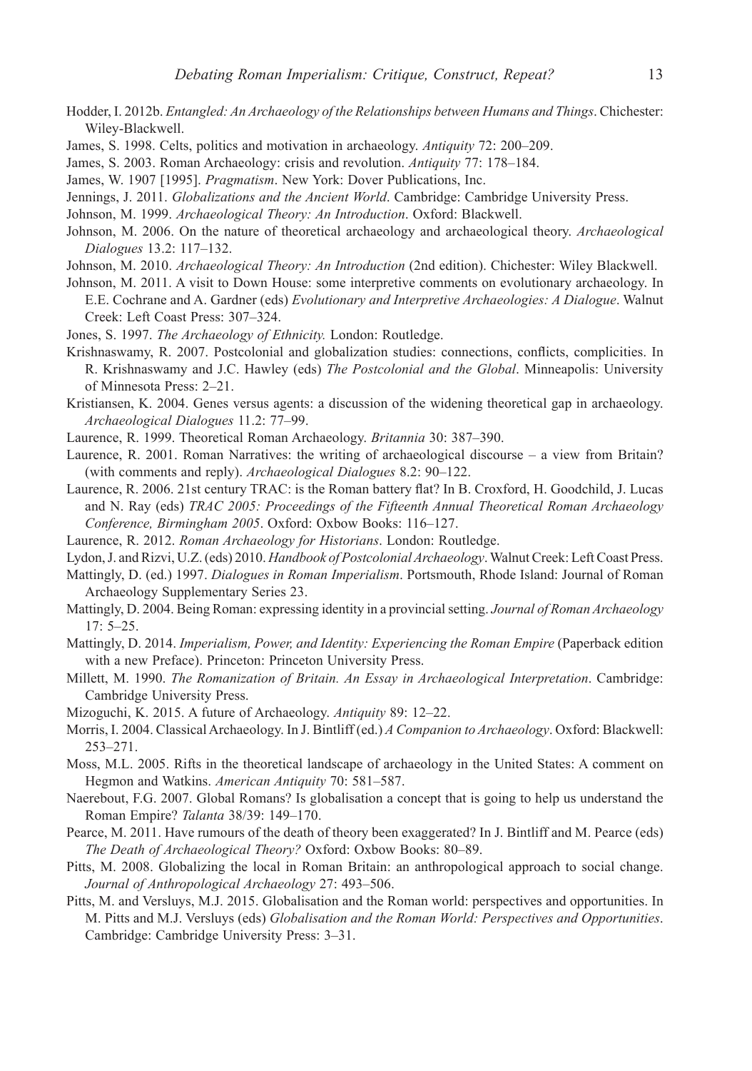Hodder, I. 2012b. *Entangled: An Archaeology of the Relationships between Humans and Things*. Chichester: Wiley-Blackwell.

James, S. 1998. Celts, politics and motivation in archaeology. *Antiquity* 72: 200–209.

James, S. 2003. Roman Archaeology: crisis and revolution. *Antiquity* 77: 178–184.

James, W. 1907 [1995]. *Pragmatism*. New York: Dover Publications, Inc.

Jennings, J. 2011. *Globalizations and the Ancient World*. Cambridge: Cambridge University Press.

Johnson, M. 1999. *Archaeological Theory: An Introduction*. Oxford: Blackwell.

Johnson, M. 2006. On the nature of theoretical archaeology and archaeological theory. *Archaeological Dialogues* 13.2: 117–132.

Johnson, M. 2010. *Archaeological Theory: An Introduction* (2nd edition). Chichester: Wiley Blackwell.

Johnson, M. 2011. A visit to Down House: some interpretive comments on evolutionary archaeology. In E.E. Cochrane and A. Gardner (eds) *Evolutionary and Interpretive Archaeologies: A Dialogue*. Walnut Creek: Left Coast Press: 307–324.

Jones, S. 1997. *The Archaeology of Ethnicity.* London: Routledge.

Krishnaswamy, R. 2007. Postcolonial and globalization studies: connections, conflicts, complicities. In R. Krishnaswamy and J.C. Hawley (eds) *The Postcolonial and the Global*. Minneapolis: University of Minnesota Press: 2–21.

Kristiansen, K. 2004. Genes versus agents: a discussion of the widening theoretical gap in archaeology. *Archaeological Dialogues* 11.2: 77–99.

Laurence, R. 1999. Theoretical Roman Archaeology. *Britannia* 30: 387–390.

Laurence, R. 2001. Roman Narratives: the writing of archaeological discourse – a view from Britain? (with comments and reply). *Archaeological Dialogues* 8.2: 90–122.

Laurence, R. 2006. 21st century TRAC: is the Roman battery flat? In B. Croxford, H. Goodchild, J. Lucas and N. Ray (eds) *TRAC 2005: Proceedings of the Fifteenth Annual Theoretical Roman Archaeology Conference, Birmingham 2005*. Oxford: Oxbow Books: 116–127.

Laurence, R. 2012. *Roman Archaeology for Historians*. London: Routledge.

Lydon, J. and Rizvi, U.Z. (eds) 2010. *Handbook of Postcolonial Archaeology*. Walnut Creek: Left Coast Press.

Mattingly, D. (ed.) 1997. *Dialogues in Roman Imperialism*. Portsmouth, Rhode Island: Journal of Roman Archaeology Supplementary Series 23.

Mattingly, D. 2004. Being Roman: expressing identity in a provincial setting. *Journal of Roman Archaeology* 17: 5–25.

Mattingly, D. 2014. *Imperialism, Power, and Identity: Experiencing the Roman Empire* (Paperback edition with a new Preface). Princeton: Princeton University Press.

Millett, M. 1990. *The Romanization of Britain. An Essay in Archaeological Interpretation*. Cambridge: Cambridge University Press.

Mizoguchi, K. 2015. A future of Archaeology. *Antiquity* 89: 12–22.

Morris, I. 2004. Classical Archaeology. In J. Bintliff (ed.) *A Companion to Archaeology*. Oxford: Blackwell: 253–271.

Moss, M.L. 2005. Rifts in the theoretical landscape of archaeology in the United States: A comment on Hegmon and Watkins. *American Antiquity* 70: 581–587.

Naerebout, F.G. 2007. Global Romans? Is globalisation a concept that is going to help us understand the Roman Empire? *Talanta* 38/39: 149–170.

Pearce, M. 2011. Have rumours of the death of theory been exaggerated? In J. Bintliff and M. Pearce (eds) *The Death of Archaeological Theory?* Oxford: Oxbow Books: 80–89.

Pitts, M. 2008. Globalizing the local in Roman Britain: an anthropological approach to social change. *Journal of Anthropological Archaeology* 27: 493–506.

Pitts, M. and Versluys, M.J. 2015. Globalisation and the Roman world: perspectives and opportunities. In M. Pitts and M.J. Versluys (eds) *Globalisation and the Roman World: Perspectives and Opportunities*. Cambridge: Cambridge University Press: 3–31.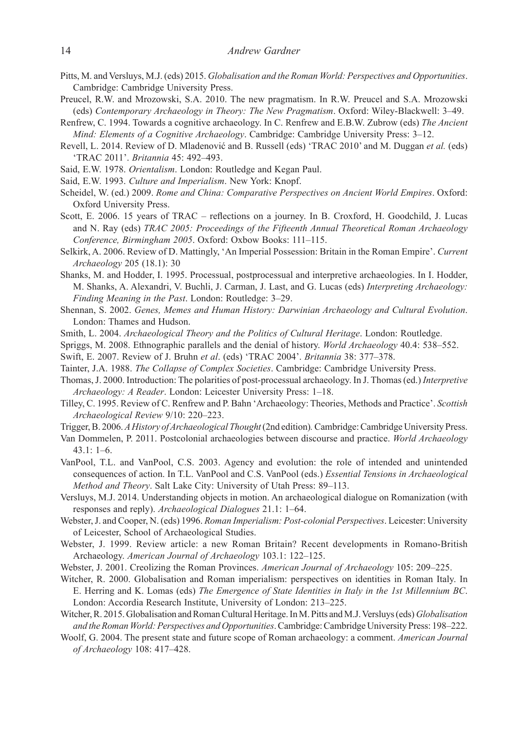Pitts, M. and Versluys, M.J. (eds) 2015. *Globalisation and the Roman World: Perspectives and Opportunities*. Cambridge: Cambridge University Press.

Preucel, R.W. and Mrozowski, S.A. 2010. The new pragmatism. In R.W. Preucel and S.A. Mrozowski (eds) *Contemporary Archaeology in Theory: The New Pragmatism*. Oxford: Wiley-Blackwell: 3–49.

Renfrew, C. 1994. Towards a cognitive archaeology. In C. Renfrew and E.B.W. Zubrow (eds) *The Ancient Mind: Elements of a Cognitive Archaeology*. Cambridge: Cambridge University Press: 3–12.

Revell, L. 2014. Review of D. Mladenović and B. Russell (eds) 'TRAC 2010' and M. Duggan *et al.* (eds) 'TRAC 2011'. *Britannia* 45: 492–493.

Said, E.W. 1978. *Orientalism*. London: Routledge and Kegan Paul.

Said, E.W. 1993. *Culture and Imperialism*. New York: Knopf.

Scheidel, W. (ed.) 2009. *Rome and China: Comparative Perspectives on Ancient World Empires*. Oxford: Oxford University Press.

Scott, E. 2006. 15 years of TRAC – reflections on a journey. In B. Croxford, H. Goodchild, J. Lucas and N. Ray (eds) *TRAC 2005: Proceedings of the Fifteenth Annual Theoretical Roman Archaeology Conference, Birmingham 2005*. Oxford: Oxbow Books: 111–115.

Selkirk, A. 2006. Review of D. Mattingly, 'An Imperial Possession: Britain in the Roman Empire'. *Current Archaeology* 205 (18.1): 30

Shanks, M. and Hodder, I. 1995. Processual, postprocessual and interpretive archaeologies. In I. Hodder, M. Shanks, A. Alexandri, V. Buchli, J. Carman, J. Last, and G. Lucas (eds) *Interpreting Archaeology: Finding Meaning in the Past*. London: Routledge: 3–29.

Shennan, S. 2002. *Genes, Memes and Human History: Darwinian Archaeology and Cultural Evolution*. London: Thames and Hudson.

Smith, L. 2004. *Archaeological Theory and the Politics of Cultural Heritage*. London: Routledge.

Spriggs, M. 2008. Ethnographic parallels and the denial of history. *World Archaeology* 40.4: 538–552.

Swift, E. 2007. Review of J. Bruhn *et al*. (eds) 'TRAC 2004'. *Britannia* 38: 377–378.

Tainter, J.A. 1988. *The Collapse of Complex Societies*. Cambridge: Cambridge University Press.

Thomas, J. 2000. Introduction: The polarities of post-processual archaeology. In J. Thomas (ed.) *Interpretive Archaeology: A Reader*. London: Leicester University Press: 1–18.

Tilley, C. 1995. Review of C. Renfrew and P. Bahn 'Archaeology: Theories, Methods and Practice'. *Scottish Archaeological Review* 9/10: 220–223.

Trigger, B. 2006. *A History of Archaeological Thought* (2nd edition). Cambridge: Cambridge University Press.

Van Dommelen, P. 2011. Postcolonial archaeologies between discourse and practice. *World Archaeology* 43.1: 1–6.

VanPool, T.L. and VanPool, C.S. 2003. Agency and evolution: the role of intended and unintended consequences of action. In T.L. VanPool and C.S. VanPool (eds.) *Essential Tensions in Archaeological Method and Theory*. Salt Lake City: University of Utah Press: 89–113.

Versluys, M.J. 2014. Understanding objects in motion. An archaeological dialogue on Romanization (with responses and reply). *Archaeological Dialogues* 21.1: 1–64.

Webster, J. and Cooper, N. (eds) 1996. *Roman Imperialism: Post-colonial Perspectives*. Leicester: University of Leicester, School of Archaeological Studies.

Webster, J. 1999. Review article: a new Roman Britain? Recent developments in Romano-British Archaeology. *American Journal of Archaeology* 103.1: 122–125.

Webster, J. 2001. Creolizing the Roman Provinces. *American Journal of Archaeology* 105: 209–225.

Witcher, R. 2000. Globalisation and Roman imperialism: perspectives on identities in Roman Italy. In E. Herring and K. Lomas (eds) *The Emergence of State Identities in Italy in the 1st Millennium BC*. London: Accordia Research Institute, University of London: 213–225.

Witcher, R. 2015. Globalisation and Roman Cultural Heritage. In M. Pitts and M.J. Versluys (eds) *Globalisation and the Roman World: Perspectives and Opportunities*. Cambridge: Cambridge University Press: 198–222.

Woolf, G. 2004. The present state and future scope of Roman archaeology: a comment. *American Journal of Archaeology* 108: 417–428.